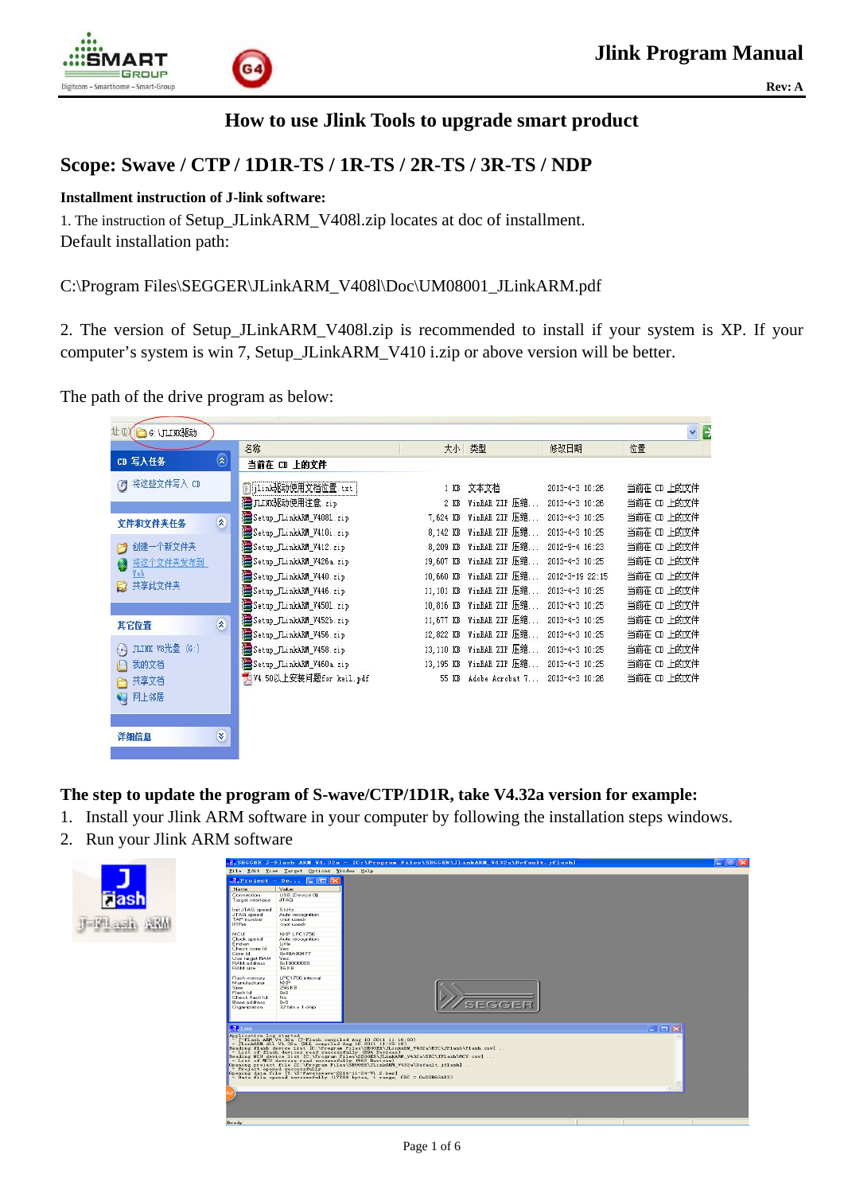## How to use Jlink Tools to upgrade smart product

## Scope: Swave / CTP / 1D1R-TS / 1R-TS / 2R-TS / 3R-TS / NDP

**Installment instruction of J-link software:**

1. The instruction of Setup_JLinkARM_V408l.zip locates at doc of installment.
Default installation path:

C:\Program Files\SEGGER\JLinkARM_V408l\Doc\UM08001_JLinkARM.pdf

2. The version of Setup_JLinkARM_V408l.zip is recommended to install if your system is XP. If your computer's system is win 7, Setup_JLinkARM_V410 i.zip or above version will be better.

The path of the drive program as below:

**The step to update the program of S-wave/CTP/1D1R, take V4.32a version for example:**

1. Install your Jlink ARM software in your computer by following the installation steps windows.
2. Run your Jlink ARM software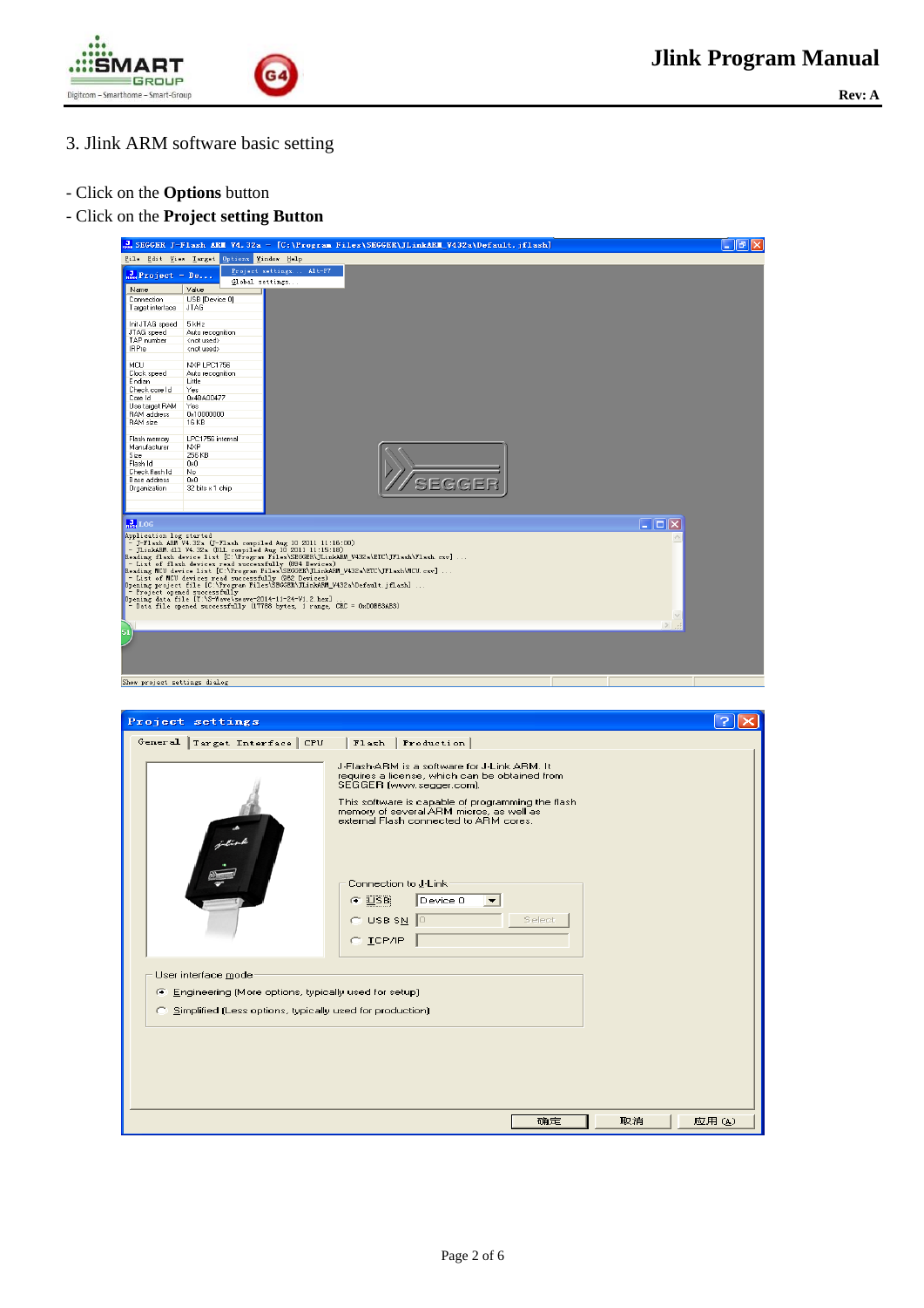3. Jlink ARM software basic setting

- Click on the **Options** button
- Click on the **Project setting Button**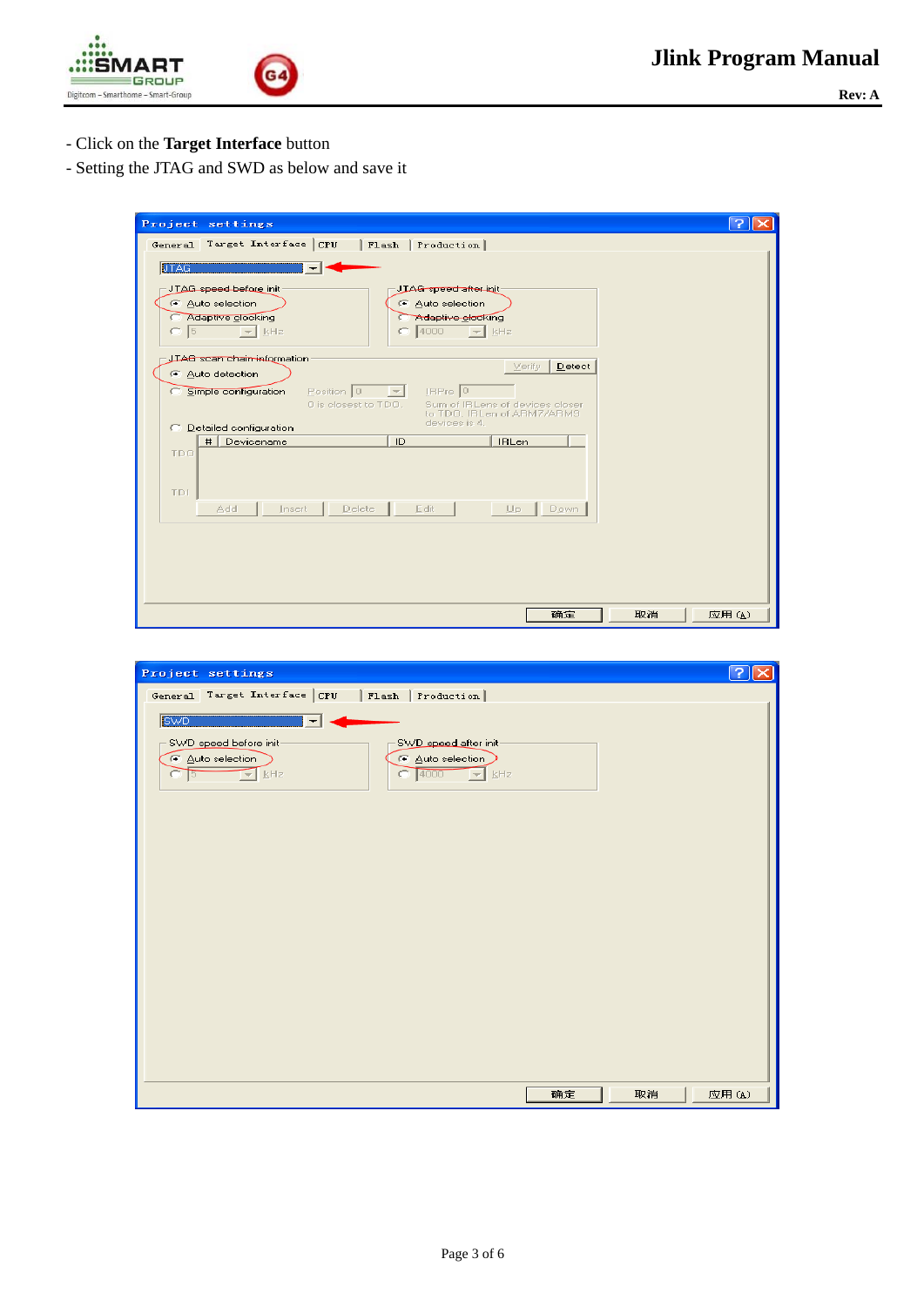- Click on the **Target Interface** button
- Setting the JTAG and SWD as below and save it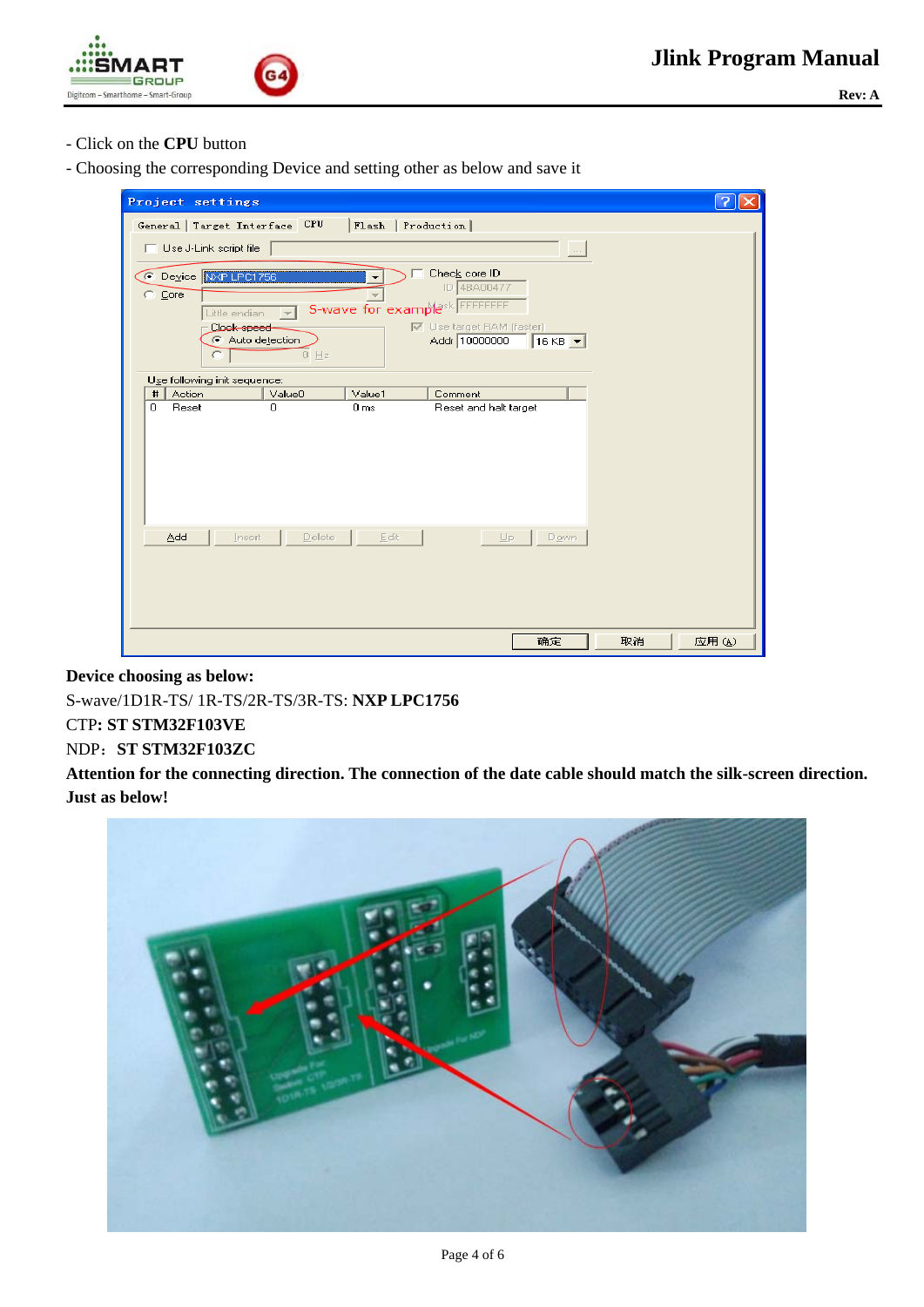- Click on the **CPU** button

- Choosing the corresponding Device and setting other as below and save it

**Device choosing as below:**

S-wave/1D1R-TS/ 1R-TS/2R-TS/3R-TS: **NXP LPC1756**

CTP**: ST STM32F103VE**

NDP：**ST STM32F103ZC**

**Attention for the connecting direction. The connection of the date cable should match the silk-screen direction. Just as below!**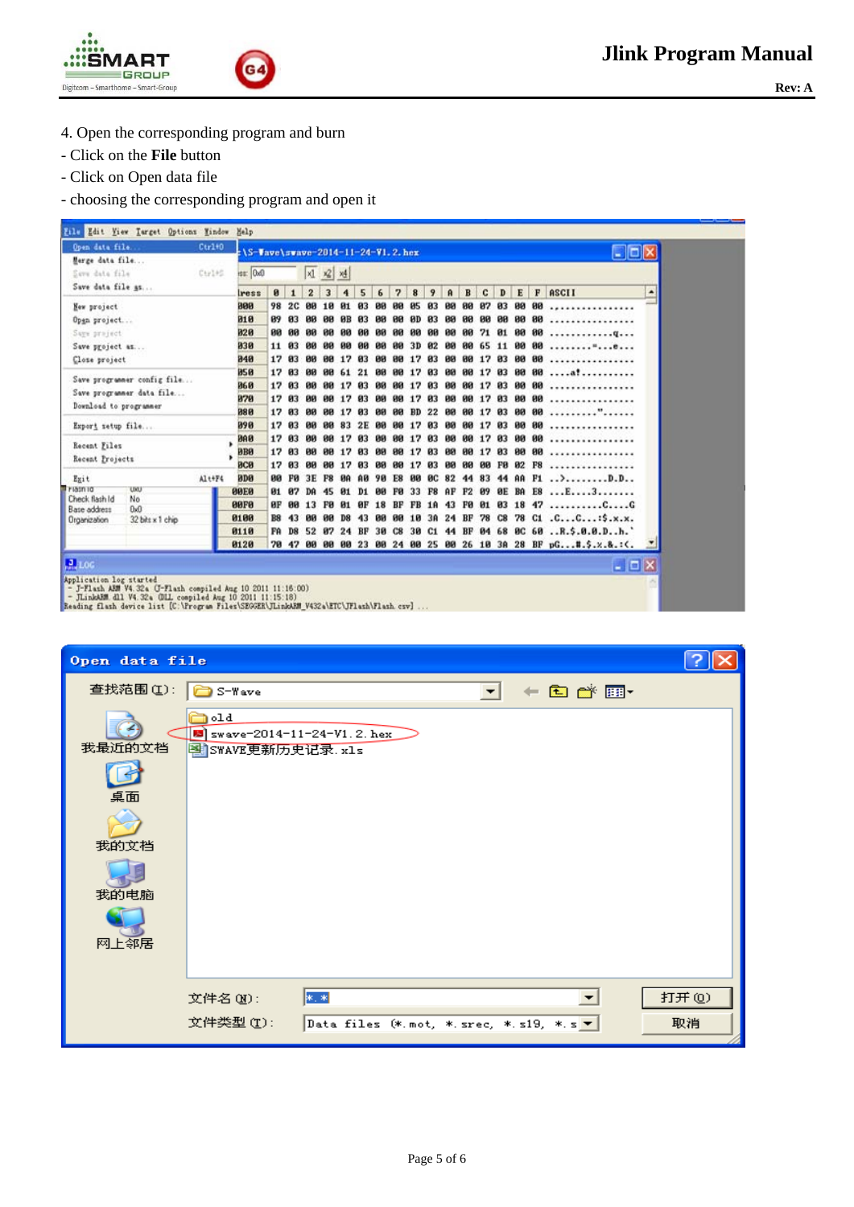4. Open the corresponding program and burn

- Click on the **File** button
- Click on Open data file
- choosing the corresponding program and open it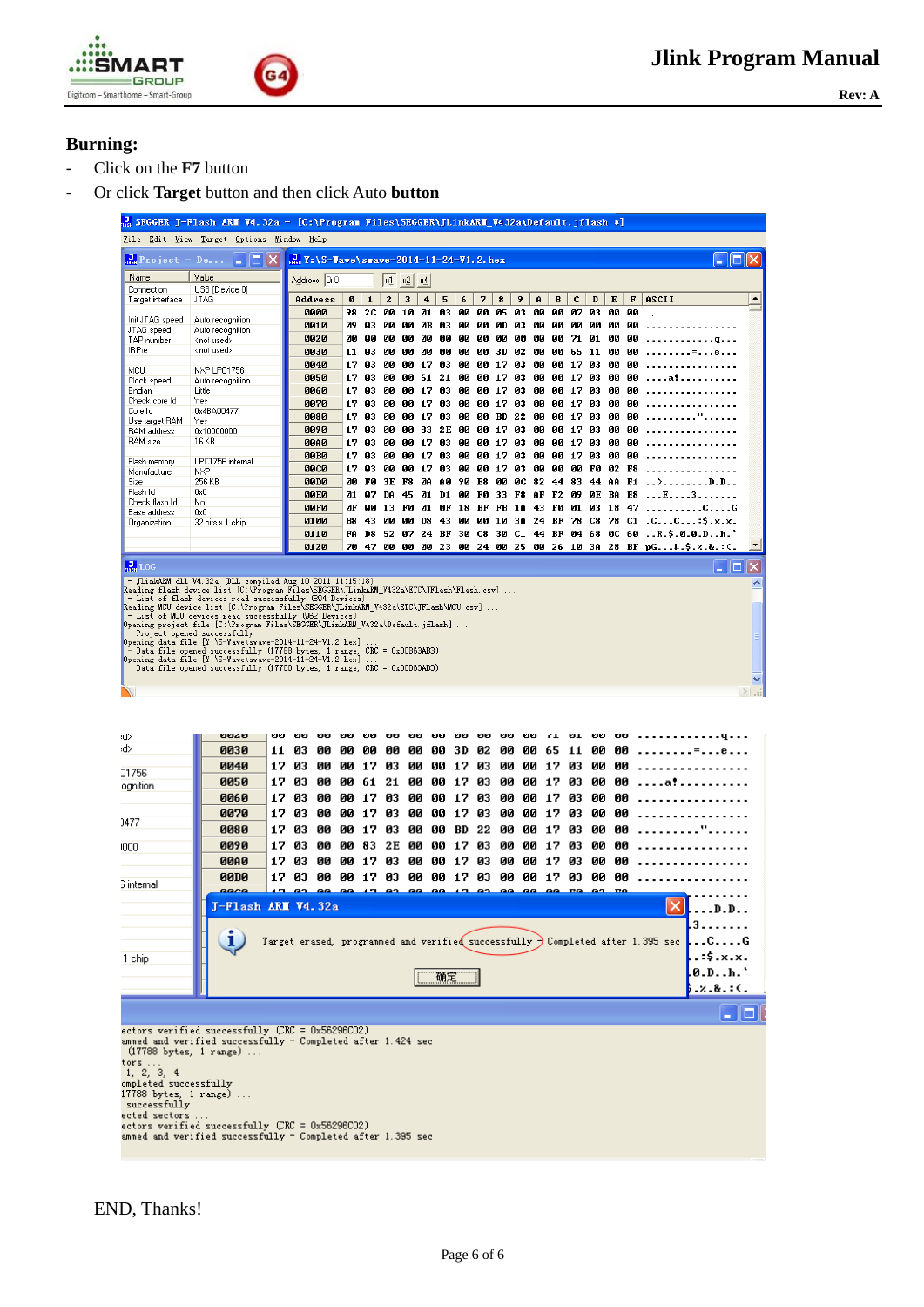**Burning:**

- Click on the **F7** button
- Or click **Target** button and then click Auto **button**

END, Thanks!